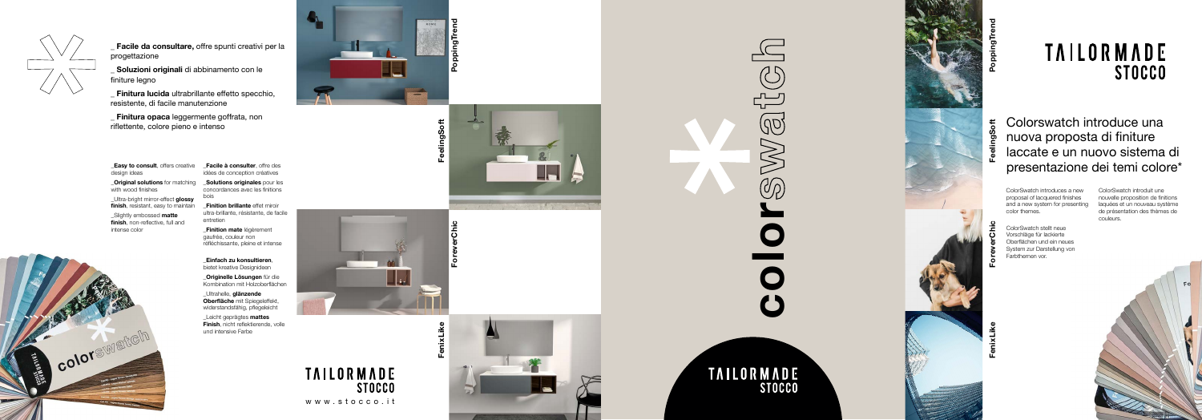_ **Facile da consultare,** offre spunti creativi per la progettazione

_ **Soluzioni originali** di abbinamento con le finiture legno

_ **Finitura lucida** ultrabrillante effetto specchio, resistente, di facile manutenzione

_ **Finitura opaca** leggermente goffrata, non riflettente, colore pieno e intenso

_**Easy to consult**, offers creative design ideas

_**Original solutions** for matching with wood finishes

_Ultra-bright mirror-effect **glossy finish**, resistant, easy to maintain

_Slightly embossed **matte finish**, non-reflective, full and intense color

_**Facile à consulter**, offre des idées de conception créatives

_**Solutions originales** pour les concordances avec les finitions bois

_**Finition brillante** effet miroir ultra-brillante, résistante, de facile entretien

_**Finition mate** légèrement gaufrée, couleur non réfléchissante, pleine et intense

_**Einfach zu konsultieren**, bietet kreative Designideen

_**Originelle Lösungen** für die Kombination mit Holzoberflächen

_Ultrahelle, **glänzende Oberfläche** mit Spiegeleffekt, widerstandsfähig, pflegeleicht

_Leicht geprägtes **mattes Finish**, nicht reflektierende, volle und intensive Farbe

PoppingTrend

FeelingSoft

ForeverChic

FenixLike

TAILORMADE STOCCO

www.stocco.it

# colorswatch

TAILORMADE STOCCO

# TAILORMADE STOCCO

## Colorswatch introduce una nuova proposta di finiture laccate e un nuovo sistema di presentazione dei temi colore*

ColorSwatch introduces a new proposal of lacquered finishes and a new system for presenting color themes.

ColorSwatch introduit une nouvelle proposition de finitions laquées et un nouveau système de présentation des thèmes de couleurs.

ColorSwatch stellt neue Vorschläge für lackierte Oberflächen und ein neues System zur Darstellung von Farbthemen vor.

PoppingTrend

FeelingSoft

ForeverChic

FenixLike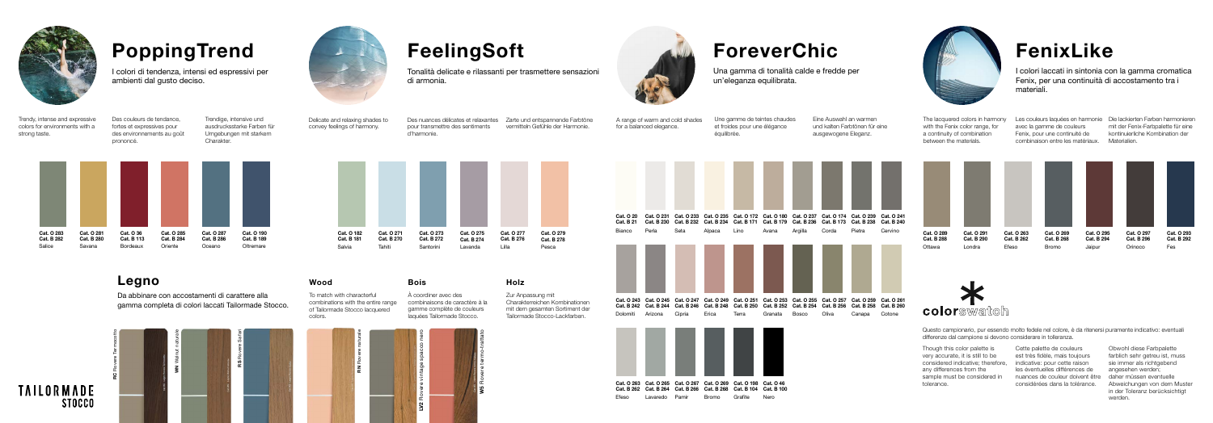# PoppingTrend

I colori di tendenza, intensi ed espressivi per ambienti dal gusto deciso.

Trendy, intense and expressive colors for environments with a strong taste.

Des couleurs de tendance, fortes et expressives pour des environnements au goût prononcé.

Trendige, intensive und ausdrucksstarke Farben für Umgebungen mit starkem Charakter.

| | | | | | |
|---|---|---|---|---|---|
| Cat. O 283<br>Cat. B 282<br>Salice | Cat. O 281<br>Cat. B 280<br>Savana | Cat. O 36<br>Cat. B 113<br>Bordeaux | Cat. O 285<br>Cat. B 284<br>Oriente | Cat. O 287<br>Cat. B 286<br>Oceano | Cat. O 190<br>Cat. B 189<br>Oltremare |

# FeelingSoft

Tonalità delicate e rilassanti per trasmettere sensazioni di armonia.

Delicate and relaxing shades to convey feelings of harmony.

Des nuances délicates et relaxantes pour transmettre des sentiments d'harmonie.

Zarte und entspannende Farbtöne vermitteln Gefühle der Harmonie.

| | | | | | |
|---|---|---|---|---|---|
| Cat. O 182<br>Cat. B 181<br>Salvia | Cat. O 271<br>Cat. B 270<br>Tahiti | Cat. O 273<br>Cat. B 272<br>Santorini | Cat. O 275<br>Cat. B 274<br>Lavanda | Cat. O 277<br>Cat. B 276<br>Lilla | Cat. O 279<br>Cat. B 278<br>Pesca |

# ForeverChic

Una gamma di tonalità calde e fredde per un'eleganza equilibrata.

A range of warm and cold shades for a balanced elegance.

Une gamme de teintes chaudes et froides pour une élégance équilibrée.

Eine Auswahl an warmen und kalten Farbtönen für eine ausgewogene Eleganz.

| | | | | | | | | | |
|---|---|---|---|---|---|---|---|---|---|
| Cat. O 20<br>Cat. B 21<br>Bianco | Cat. O 231<br>Cat. B 230<br>Perla | Cat. O 233<br>Cat. B 232<br>Seta | Cat. O 235<br>Cat. B 234<br>Alpaca | Cat. O 172<br>Cat. B 171<br>Lino | Cat. O 180<br>Cat. B 179<br>Avana | Cat. O 237<br>Cat. B 236<br>Argilla | Cat. O 174<br>Cat. B 173<br>Corda | Cat. O 239<br>Cat. B 238<br>Pietra | Cat. O 241<br>Cat. B 240<br>Cervino |
| Cat. O 243<br>Cat. B 242<br>Dolomiti | Cat. O 245<br>Cat. B 244<br>Arizona | Cat. O 247<br>Cat. B 246<br>Cipria | Cat. O 249<br>Cat. B 248<br>Erica | Cat. O 251<br>Cat. B 250<br>Terra | Cat. O 253<br>Cat. B 252<br>Granata | Cat. O 255<br>Cat. B 254<br>Bosco | Cat. O 257<br>Cat. B 256<br>Oliva | Cat. O 259<br>Cat. B 258<br>Canapa | Cat. O 261<br>Cat. B 260<br>Cotone |
| Cat. O 263<br>Cat. B 262<br>Efeso | Cat. O 265<br>Cat. B 264<br>Lavaredo | Cat. O 267<br>Cat. B 266<br>Pamir | Cat. O 269<br>Cat. B 268<br>Bromo | Cat. O 198<br>Cat. B 104<br>Grafite | Cat. O 46<br>Cat. B 100<br>Nero | | | | |

# FenixLike

I colori laccati in sintonia con la gamma cromatica Fenix, per una continuità di accostamento tra i materiali.

The lacquered colors in harmony with the Fenix color range, for a continuity of combination between the materials.

Les couleurs laquées en harmonie avec la gamme de couleurs Fenix, pour une continuité de combinaison entre les matériaux.

Die lackierten Farben harmonieren mit der Fenix-Farbpalette für eine kontinuierliche Kombination der Materialien.

| | | | | | | |
|---|---|---|---|---|---|---|
| Cat. O 289<br>Cat. B 288<br>Ottawa | Cat. O 291<br>Cat. B 290<br>Londra | Cat. O 263<br>Cat. B 262<br>Efeso | Cat. O 269<br>Cat. B 268<br>Bromo | Cat. O 295<br>Cat. B 294<br>Jaipur | Cat. O 297<br>Cat. B 296<br>Orinoco | Cat. O 293<br>Cat. B 292<br>Fes |

## Legno

Da abbinare con accostamenti di carattere alla gamma completa di colori laccati Tailormade Stocco.

### Wood

To match with characterful combinations with the entire range of Tailormade Stocco lacquered colors.

### Bois

À coordiner avec des combinaisons de caractère à la gamme complète de couleurs laquées Tailormade Stocco.

### Holz

Zur Anpassung mit Charakterreichen Kombinationen mit dem gesamten Sortiment der Tailormade Stocco-Lackfarben.

RC Rovere Termocotto

WN Walnut naturale

RS Rovere Safari

RN Rovere naturale

LV2 Rovere vintage spaccato nero

WS Rovere termo-trattato

TAILORMADE STOCCO

colorswatch

Questo campionario, pur essendo molto fedele nel colore, è da ritenersi puramente indicativo: eventuali differenze dal campione si devono considerare in tolleranza.

Though this color palette is very accurate, it is still to be considered indicative; therefore, any differences from the sample must be considered in tolerance.

Cette palette de couleurs est très fidèle, mais toujours indicative: pour cette raison les éventuelles différences de nuances de couleur doivent être considérées dans la tolérance.

Obwohl diese Farbpalette farblich sehr getreu ist, muss sie immer als richtgebend angesehen werden; daher müssen eventuelle Abweichungen von dem Muster in der Toleranz berücksichtigt werden.